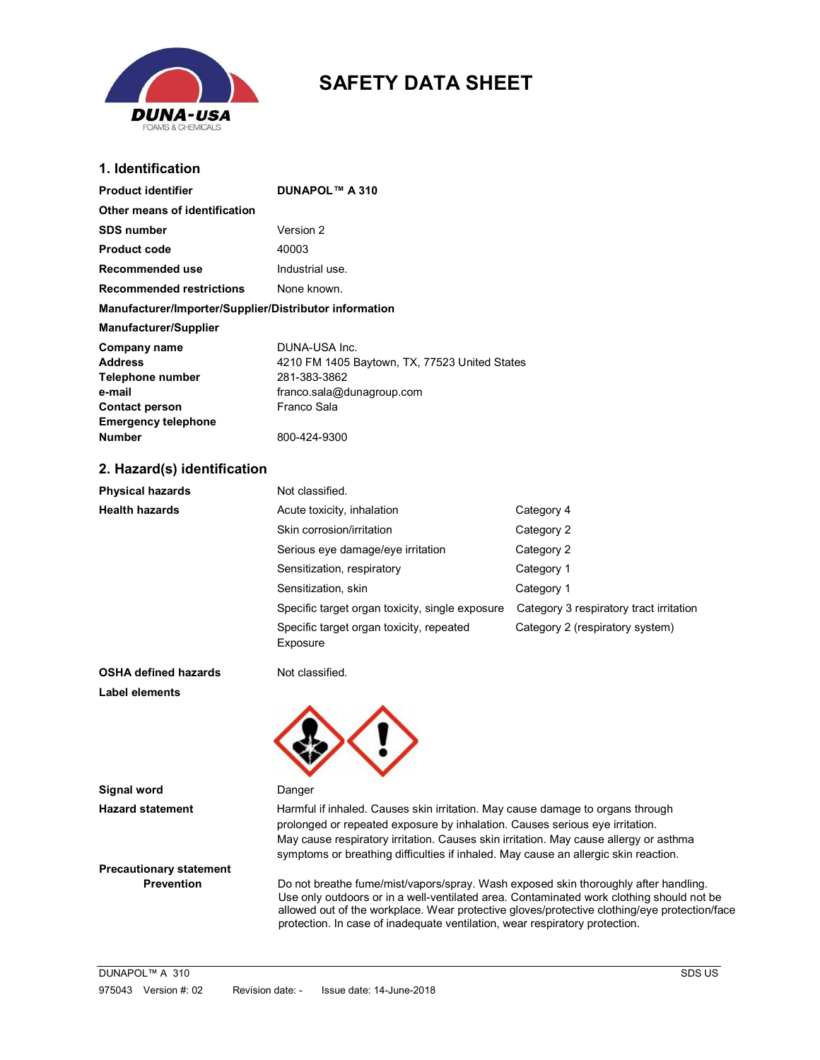# SAFETY DATA SHEET

## 1. Identification

| | |
|---|---|
| **Product identifier** | **DUNAPOL™ A 310** |
| **Other means of identification** | |
| **SDS number** | Version 2 |
| **Product code** | 40003 |
| **Recommended use** | Industrial use. |
| **Recommended restrictions** | None known. |

**Manufacturer/Importer/Supplier/Distributor information**

**Manufacturer/Supplier**

| | |
|---|---|
| **Company name** | DUNA-USA Inc. |
| **Address** | 4210 FM 1405 Baytown, TX, 77523 United States |
| **Telephone number** | 281-383-3862 |
| **e-mail** | franco.sala@dunagroup.com |
| **Contact person** | Franco Sala |
| **Emergency telephone Number** | 800-424-9300 |

## 2. Hazard(s) identification

| | | |
|---|---|---|
| **Physical hazards** | Not classified. | |
| **Health hazards** | Acute toxicity, inhalation | Category 4 |
| | Skin corrosion/irritation | Category 2 |
| | Serious eye damage/eye irritation | Category 2 |
| | Sensitization, respiratory | Category 1 |
| | Sensitization, skin | Category 1 |
| | Specific target organ toxicity, single exposure | Category 3 respiratory tract irritation |
| | Specific target organ toxicity, repeated Exposure | Category 2 (respiratory system) |
| **OSHA defined hazards** | Not classified. | |

**Label elements**

**Signal word** Danger

**Hazard statement** Harmful if inhaled. Causes skin irritation. May cause damage to organs through prolonged or repeated exposure by inhalation. Causes serious eye irritation. May cause respiratory irritation. Causes skin irritation. May cause allergy or asthma symptoms or breathing difficulties if inhaled. May cause an allergic skin reaction.

**Precautionary statement**

**Prevention** Do not breathe fume/mist/vapors/spray. Wash exposed skin thoroughly after handling. Use only outdoors or in a well-ventilated area. Contaminated work clothing should not be allowed out of the workplace. Wear protective gloves/protective clothing/eye protection/face protection. In case of inadequate ventilation, wear respiratory protection.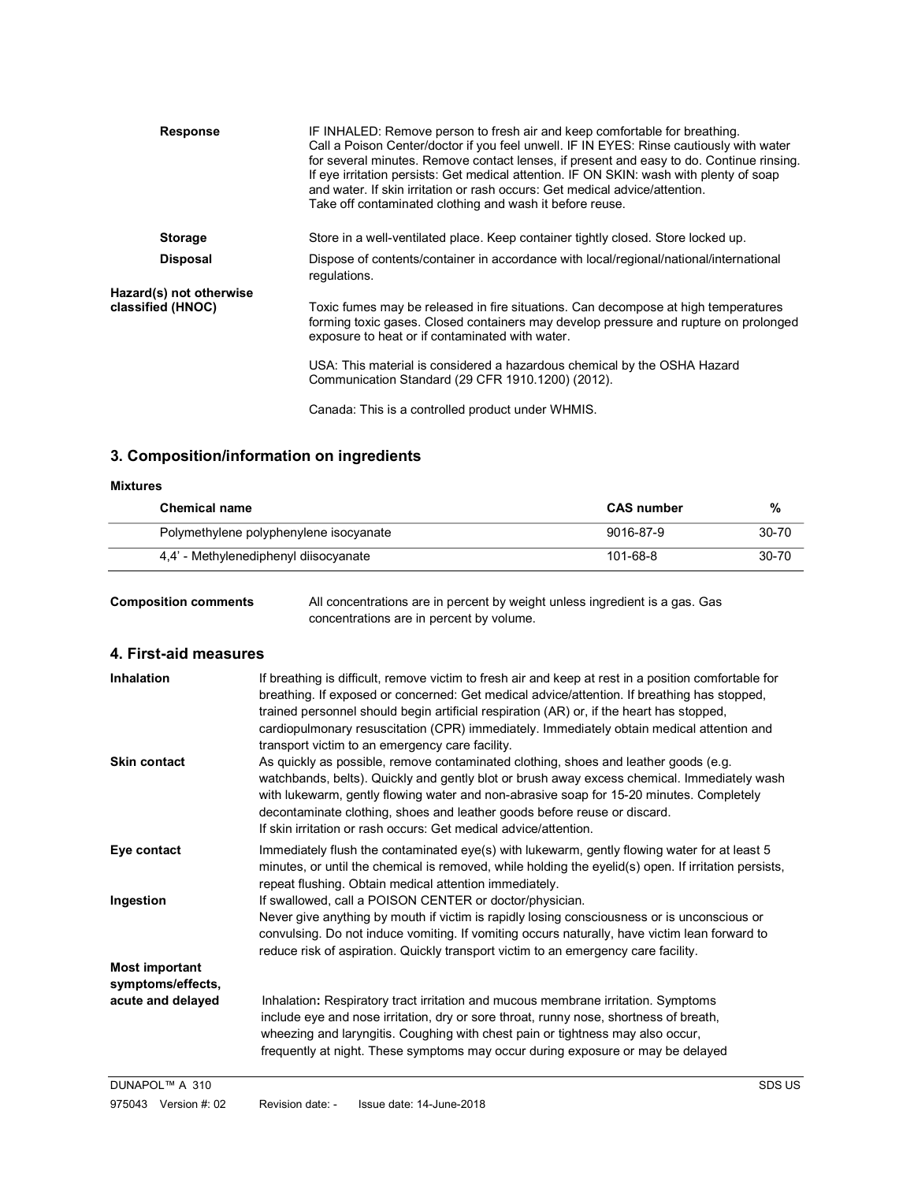**Response**

IF INHALED: Remove person to fresh air and keep comfortable for breathing. Call a Poison Center/doctor if you feel unwell. IF IN EYES: Rinse cautiously with water for several minutes. Remove contact lenses, if present and easy to do. Continue rinsing. If eye irritation persists: Get medical attention. IF ON SKIN: wash with plenty of soap and water. If skin irritation or rash occurs: Get medical advice/attention.
Take off contaminated clothing and wash it before reuse.

**Storage**

Store in a well-ventilated place. Keep container tightly closed. Store locked up.

**Disposal**

Dispose of contents/container in accordance with local/regional/national/international regulations.

**Hazard(s) not otherwise classified (HNOC)**

Toxic fumes may be released in fire situations. Can decompose at high temperatures forming toxic gases. Closed containers may develop pressure and rupture on prolonged exposure to heat or if contaminated with water.

USA: This material is considered a hazardous chemical by the OSHA Hazard Communication Standard (29 CFR 1910.1200) (2012).

Canada: This is a controlled product under WHMIS.

## 3. Composition/information on ingredients

**Mixtures**

| Chemical name | CAS number | % |
|---|---|---|
| Polymethylene polyphenylene isocyanate | 9016-87-9 | 30-70 |
| 4,4' - Methylenediphenyl diisocyanate | 101-68-8 | 30-70 |

**Composition comments**

All concentrations are in percent by weight unless ingredient is a gas. Gas concentrations are in percent by volume.

## 4. First-aid measures

**Inhalation**

If breathing is difficult, remove victim to fresh air and keep at rest in a position comfortable for breathing. If exposed or concerned: Get medical advice/attention. If breathing has stopped, trained personnel should begin artificial respiration (AR) or, if the heart has stopped, cardiopulmonary resuscitation (CPR) immediately. Immediately obtain medical attention and transport victim to an emergency care facility.

**Skin contact**

As quickly as possible, remove contaminated clothing, shoes and leather goods (e.g. watchbands, belts). Quickly and gently blot or brush away excess chemical. Immediately wash with lukewarm, gently flowing water and non-abrasive soap for 15-20 minutes. Completely decontaminate clothing, shoes and leather goods before reuse or discard.
If skin irritation or rash occurs: Get medical advice/attention.

**Eye contact**

Immediately flush the contaminated eye(s) with lukewarm, gently flowing water for at least 5 minutes, or until the chemical is removed, while holding the eyelid(s) open. If irritation persists, repeat flushing. Obtain medical attention immediately.

**Ingestion**

If swallowed, call a POISON CENTER or doctor/physician.
Never give anything by mouth if victim is rapidly losing consciousness or is unconscious or convulsing. Do not induce vomiting. If vomiting occurs naturally, have victim lean forward to reduce risk of aspiration. Quickly transport victim to an emergency care facility.

**Most important symptoms/effects, acute and delayed**

Inhalation**:** Respiratory tract irritation and mucous membrane irritation. Symptoms include eye and nose irritation, dry or sore throat, runny nose, shortness of breath, wheezing and laryngitis. Coughing with chest pain or tightness may also occur, frequently at night. These symptoms may occur during exposure or may be delayed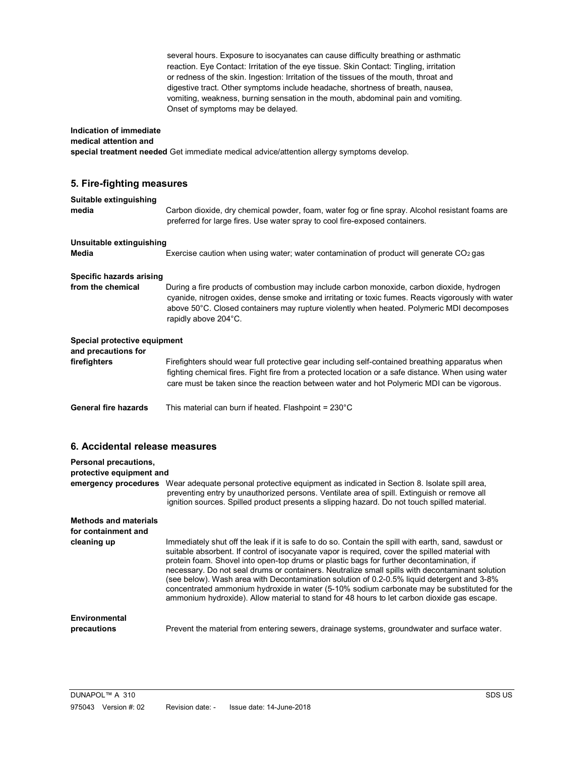several hours. Exposure to isocyanates can cause difficulty breathing or asthmatic reaction. Eye Contact: Irritation of the eye tissue. Skin Contact: Tingling, irritation or redness of the skin. Ingestion: Irritation of the tissues of the mouth, throat and digestive tract. Other symptoms include headache, shortness of breath, nausea, vomiting, weakness, burning sensation in the mouth, abdominal pain and vomiting. Onset of symptoms may be delayed.

**Indication of immediate medical attention and special treatment needed** Get immediate medical advice/attention allergy symptoms develop.

## 5. Fire-fighting measures

**Suitable extinguishing media**
Carbon dioxide, dry chemical powder, foam, water fog or fine spray. Alcohol resistant foams are preferred for large fires. Use water spray to cool fire-exposed containers.

**Unsuitable extinguishing Media**
Exercise caution when using water; water contamination of product will generate $CO_2$ gas

**Specific hazards arising from the chemical**
During a fire products of combustion may include carbon monoxide, carbon dioxide, hydrogen cyanide, nitrogen oxides, dense smoke and irritating or toxic fumes. Reacts vigorously with water above 50°C. Closed containers may rupture violently when heated. Polymeric MDI decomposes rapidly above 204°C.

**Special protective equipment and precautions for firefighters**
Firefighters should wear full protective gear including self-contained breathing apparatus when fighting chemical fires. Fight fire from a protected location or a safe distance. When using water care must be taken since the reaction between water and hot Polymeric MDI can be vigorous.

**General fire hazards**
This material can burn if heated. Flashpoint = 230°C

## 6. Accidental release measures

**Personal precautions, protective equipment and emergency procedures**
Wear adequate personal protective equipment as indicated in Section 8. Isolate spill area, preventing entry by unauthorized persons. Ventilate area of spill. Extinguish or remove all ignition sources. Spilled product presents a slipping hazard. Do not touch spilled material.

**Methods and materials for containment and cleaning up**
Immediately shut off the leak if it is safe to do so. Contain the spill with earth, sand, sawdust or suitable absorbent. If control of isocyanate vapor is required, cover the spilled material with protein foam. Shovel into open-top drums or plastic bags for further decontamination, if necessary. Do not seal drums or containers. Neutralize small spills with decontaminant solution (see below). Wash area with Decontamination solution of 0.2-0.5% liquid detergent and 3-8% concentrated ammonium hydroxide in water (5-10% sodium carbonate may be substituted for the ammonium hydroxide). Allow material to stand for 48 hours to let carbon dioxide gas escape.

**Environmental precautions**
Prevent the material from entering sewers, drainage systems, groundwater and surface water.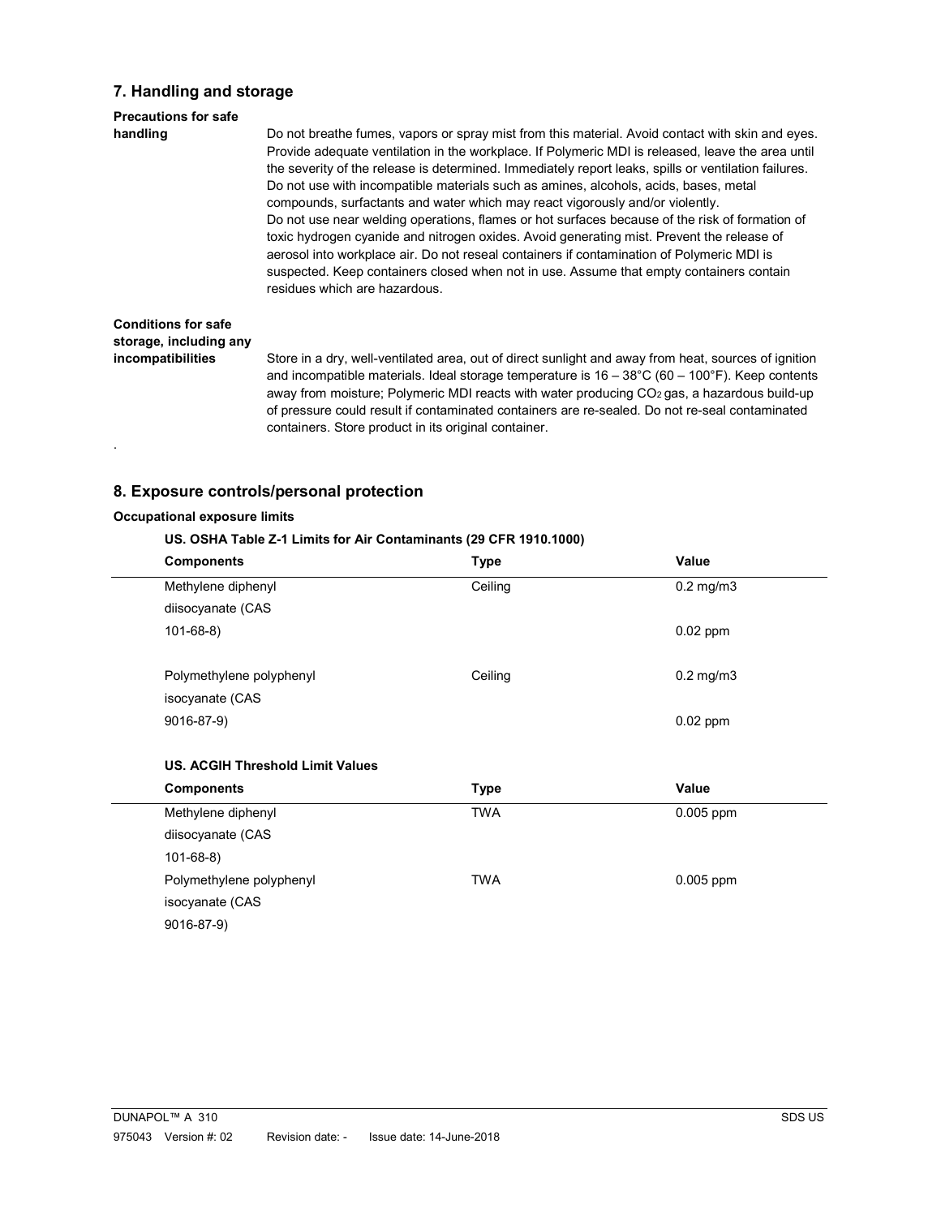## 7. Handling and storage

**Precautions for safe handling**

Do not breathe fumes, vapors or spray mist from this material. Avoid contact with skin and eyes. Provide adequate ventilation in the workplace. If Polymeric MDI is released, leave the area until the severity of the release is determined. Immediately report leaks, spills or ventilation failures. Do not use with incompatible materials such as amines, alcohols, acids, bases, metal compounds, surfactants and water which may react vigorously and/or violently.
Do not use near welding operations, flames or hot surfaces because of the risk of formation of toxic hydrogen cyanide and nitrogen oxides. Avoid generating mist. Prevent the release of aerosol into workplace air. Do not reseal containers if contamination of Polymeric MDI is suspected. Keep containers closed when not in use. Assume that empty containers contain residues which are hazardous.

**Conditions for safe storage, including any incompatibilities**

Store in a dry, well-ventilated area, out of direct sunlight and away from heat, sources of ignition and incompatible materials. Ideal storage temperature is 16 – 38°C (60 – 100°F). Keep contents away from moisture; Polymeric MDI reacts with water producing $CO_2$ gas, a hazardous build-up of pressure could result if contaminated containers are re-sealed. Do not re-seal contaminated containers. Store product in its original container.

.

## 8. Exposure controls/personal protection

**Occupational exposure limits**

**US. OSHA Table Z-1 Limits for Air Contaminants (29 CFR 1910.1000)**

| Components | Type | Value |
|---|---|---|
| Methylene diphenyl diisocyanate (CAS 101-68-8) | Ceiling | 0.2 mg/m3 |
| | | 0.02 ppm |
| Polymethylene polyphenyl isocyanate (CAS 9016-87-9) | Ceiling | 0.2 mg/m3 |
| | | 0.02 ppm |

**US. ACGIH Threshold Limit Values**

| Components | Type | Value |
|---|---|---|
| Methylene diphenyl diisocyanate (CAS 101-68-8) | TWA | 0.005 ppm |
| Polymethylene polyphenyl isocyanate (CAS 9016-87-9) | TWA | 0.005 ppm |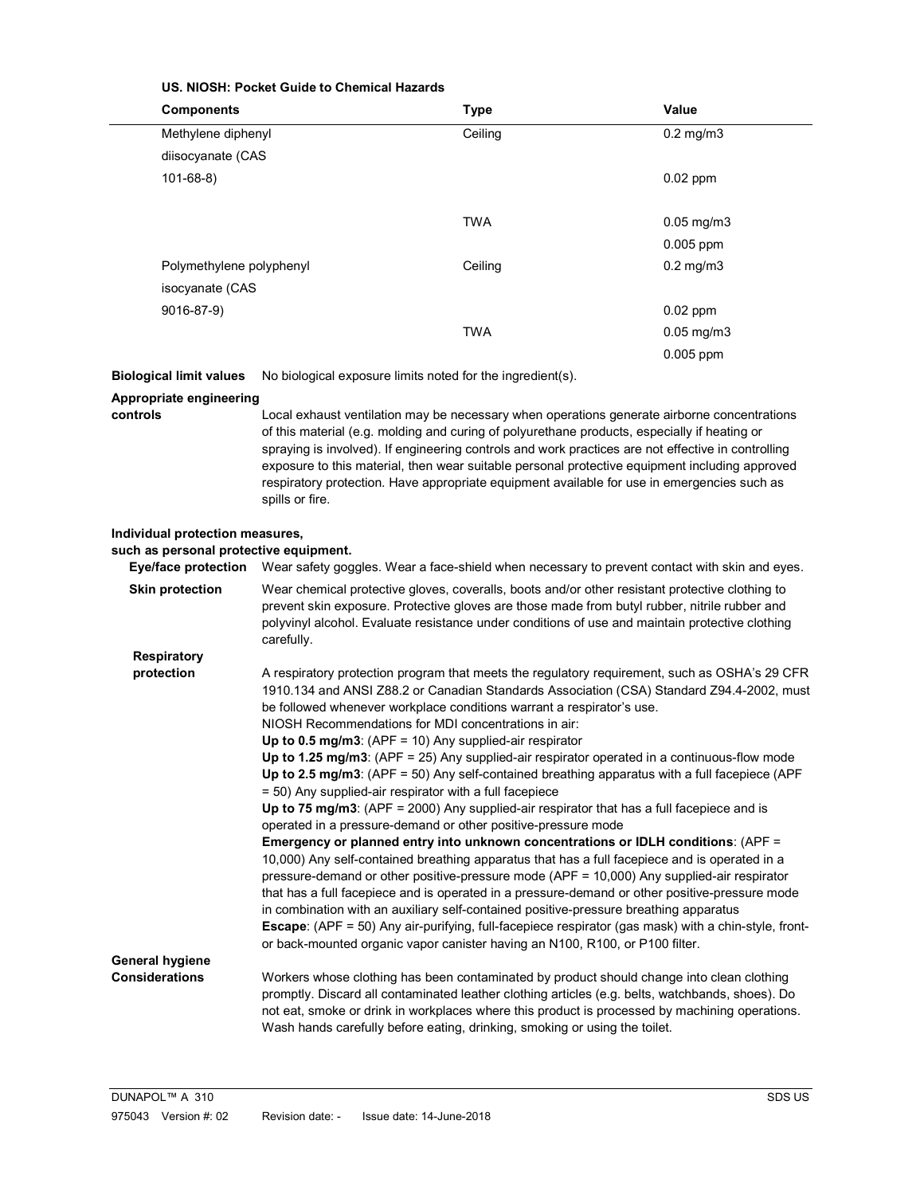**US. NIOSH: Pocket Guide to Chemical Hazards**

| Components | Type | Value |
|---|---|---|
| Methylene diphenyl diisocyanate (CAS 101-68-8) | Ceiling | 0.2 mg/m3 |
| | | 0.02 ppm |
| | TWA | 0.05 mg/m3 |
| | | 0.005 ppm |
| Polymethylene polyphenyl isocyanate (CAS 9016-87-9) | Ceiling | 0.2 mg/m3 |
| | | 0.02 ppm |
| | TWA | 0.05 mg/m3 |
| | | 0.005 ppm |

**Biological limit values** No biological exposure limits noted for the ingredient(s).

**Appropriate engineering controls** Local exhaust ventilation may be necessary when operations generate airborne concentrations of this material (e.g. molding and curing of polyurethane products, especially if heating or spraying is involved). If engineering controls and work practices are not effective in controlling exposure to this material, then wear suitable personal protective equipment including approved respiratory protection. Have appropriate equipment available for use in emergencies such as spills or fire.

**Individual protection measures, such as personal protective equipment.**

**Eye/face protection** Wear safety goggles. Wear a face-shield when necessary to prevent contact with skin and eyes.

**Skin protection** Wear chemical protective gloves, coveralls, boots and/or other resistant protective clothing to prevent skin exposure. Protective gloves are those made from butyl rubber, nitrile rubber and polyvinyl alcohol. Evaluate resistance under conditions of use and maintain protective clothing carefully.

**Respiratory protection** A respiratory protection program that meets the regulatory requirement, such as OSHA's 29 CFR 1910.134 and ANSI Z88.2 or Canadian Standards Association (CSA) Standard Z94.4-2002, must be followed whenever workplace conditions warrant a respirator's use.
NIOSH Recommendations for MDI concentrations in air:
**Up to 0.5 mg/m3**: (APF = 10) Any supplied-air respirator
**Up to 1.25 mg/m3**: (APF = 25) Any supplied-air respirator operated in a continuous-flow mode
**Up to 2.5 mg/m3**: (APF = 50) Any self-contained breathing apparatus with a full facepiece (APF = 50) Any supplied-air respirator with a full facepiece
**Up to 75 mg/m3**: (APF = 2000) Any supplied-air respirator that has a full facepiece and is operated in a pressure-demand or other positive-pressure mode
**Emergency or planned entry into unknown concentrations or IDLH conditions**: (APF = 10,000) Any self-contained breathing apparatus that has a full facepiece and is operated in a pressure-demand or other positive-pressure mode (APF = 10,000) Any supplied-air respirator that has a full facepiece and is operated in a pressure-demand or other positive-pressure mode in combination with an auxiliary self-contained positive-pressure breathing apparatus
**Escape**: (APF = 50) Any air-purifying, full-facepiece respirator (gas mask) with a chin-style, front- or back-mounted organic vapor canister having an N100, R100, or P100 filter.

**General hygiene Considerations** Workers whose clothing has been contaminated by product should change into clean clothing promptly. Discard all contaminated leather clothing articles (e.g. belts, watchbands, shoes). Do not eat, smoke or drink in workplaces where this product is processed by machining operations. Wash hands carefully before eating, drinking, smoking or using the toilet.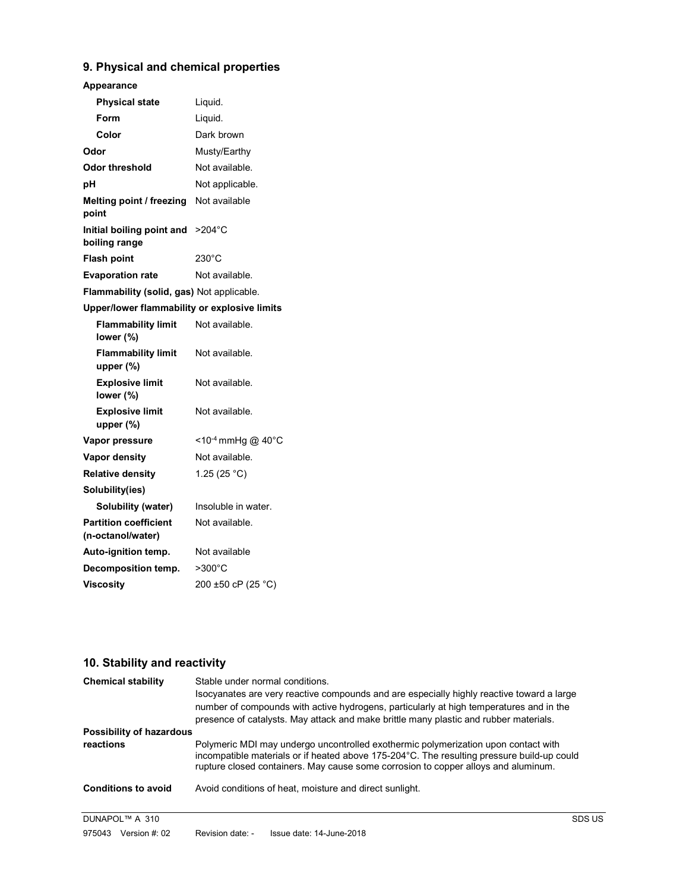## 9. Physical and chemical properties

**Appearance**

| | |
|---|---|
| **Physical state** | Liquid. |
| **Form** | Liquid. |
| **Color** | Dark brown |
| **Odor** | Musty/Earthy |
| **Odor threshold** | Not available. |
| **pH** | Not applicable. |
| **Melting point / freezing point** | Not available |
| **Initial boiling point and boiling range** | >204°C |
| **Flash point** | 230°C |
| **Evaporation rate** | Not available. |
| **Flammability (solid, gas)** | Not applicable. |

**Upper/lower flammability or explosive limits**

| | |
|---|---|
| **Flammability limit lower (%)** | Not available. |
| **Flammability limit upper (%)** | Not available. |
| **Explosive limit lower (%)** | Not available. |
| **Explosive limit upper (%)** | Not available. |
| **Vapor pressure** | <$10^{-4}$ mmHg @ 40°C |
| **Vapor density** | Not available. |
| **Relative density** | 1.25 (25 °C) |

**Solubility(ies)**

| | |
|---|---|
| **Solubility (water)** | Insoluble in water. |
| **Partition coefficient (n-octanol/water)** | Not available. |
| **Auto-ignition temp.** | Not available |
| **Decomposition temp.** | >300°C |
| **Viscosity** | 200 ±50 cP (25 °C) |

## 10. Stability and reactivity

**Chemical stability**

Stable under normal conditions.
Isocyanates are very reactive compounds and are especially highly reactive toward a large number of compounds with active hydrogens, particularly at high temperatures and in the presence of catalysts. May attack and make brittle many plastic and rubber materials.

**Possibility of hazardous reactions**

Polymeric MDI may undergo uncontrolled exothermic polymerization upon contact with incompatible materials or if heated above 175-204°C. The resulting pressure build-up could rupture closed containers. May cause some corrosion to copper alloys and aluminum.

**Conditions to avoid**

Avoid conditions of heat, moisture and direct sunlight.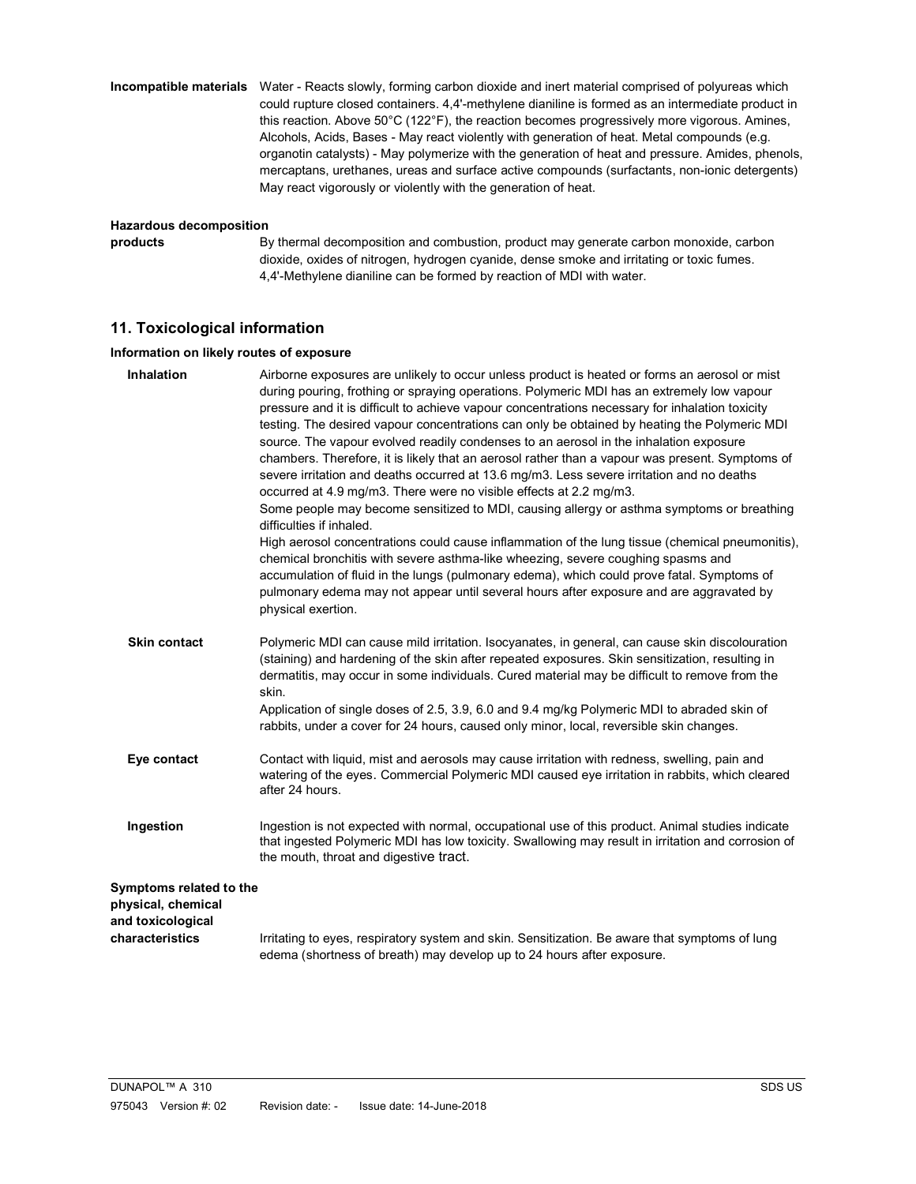**Incompatible materials** Water - Reacts slowly, forming carbon dioxide and inert material comprised of polyureas which could rupture closed containers. 4,4'-methylene dianiline is formed as an intermediate product in this reaction. Above 50°C (122°F), the reaction becomes progressively more vigorous. Amines, Alcohols, Acids, Bases - May react violently with generation of heat. Metal compounds (e.g. organotin catalysts) - May polymerize with the generation of heat and pressure. Amides, phenols, mercaptans, urethanes, ureas and surface active compounds (surfactants, non-ionic detergents) May react vigorously or violently with the generation of heat.

**Hazardous decomposition products** By thermal decomposition and combustion, product may generate carbon monoxide, carbon dioxide, oxides of nitrogen, hydrogen cyanide, dense smoke and irritating or toxic fumes. 4,4'-Methylene dianiline can be formed by reaction of MDI with water.

## 11. Toxicological information

**Information on likely routes of exposure**

**Inhalation** Airborne exposures are unlikely to occur unless product is heated or forms an aerosol or mist during pouring, frothing or spraying operations. Polymeric MDI has an extremely low vapour pressure and it is difficult to achieve vapour concentrations necessary for inhalation toxicity testing. The desired vapour concentrations can only be obtained by heating the Polymeric MDI source. The vapour evolved readily condenses to an aerosol in the inhalation exposure chambers. Therefore, it is likely that an aerosol rather than a vapour was present. Symptoms of severe irritation and deaths occurred at 13.6 mg/m3. Less severe irritation and no deaths occurred at 4.9 mg/m3. There were no visible effects at 2.2 mg/m3.

Some people may become sensitized to MDI, causing allergy or asthma symptoms or breathing difficulties if inhaled.

High aerosol concentrations could cause inflammation of the lung tissue (chemical pneumonitis), chemical bronchitis with severe asthma-like wheezing, severe coughing spasms and accumulation of fluid in the lungs (pulmonary edema), which could prove fatal. Symptoms of pulmonary edema may not appear until several hours after exposure and are aggravated by physical exertion.

**Skin contact** Polymeric MDI can cause mild irritation. Isocyanates, in general, can cause skin discolouration (staining) and hardening of the skin after repeated exposures. Skin sensitization, resulting in dermatitis, may occur in some individuals. Cured material may be difficult to remove from the skin.

Application of single doses of 2.5, 3.9, 6.0 and 9.4 mg/kg Polymeric MDI to abraded skin of rabbits, under a cover for 24 hours, caused only minor, local, reversible skin changes.

**Eye contact** Contact with liquid, mist and aerosols may cause irritation with redness, swelling, pain and watering of the eyes. Commercial Polymeric MDI caused eye irritation in rabbits, which cleared after 24 hours.

**Ingestion** Ingestion is not expected with normal, occupational use of this product. Animal studies indicate that ingested Polymeric MDI has low toxicity. Swallowing may result in irritation and corrosion of the mouth, throat and digestive tract.

**Symptoms related to the physical, chemical and toxicological characteristics** Irritating to eyes, respiratory system and skin. Sensitization. Be aware that symptoms of lung edema (shortness of breath) may develop up to 24 hours after exposure.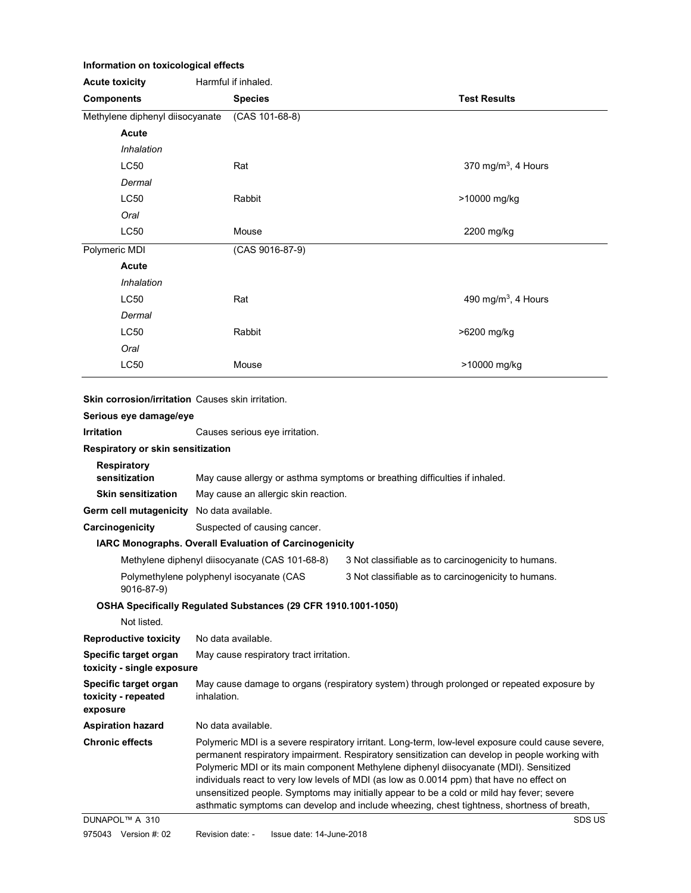**Information on toxicological effects**

**Acute toxicity** Harmful if inhaled.

| Components | Species | Test Results |
|---|---|---|
| Methylene diphenyl diisocyanate | (CAS 101-68-8) | |
| **Acute** | | |
| *Inhalation* | | |
| LC50 | Rat | 370 mg/m$^3$, 4 Hours |
| *Dermal* | | |
| LC50 | Rabbit | >10000 mg/kg |
| *Oral* | | |
| LC50 | Mouse | 2200 mg/kg |
| Polymeric MDI | (CAS 9016-87-9) | |
| **Acute** | | |
| *Inhalation* | | |
| LC50 | Rat | 490 mg/m$^3$, 4 Hours |
| *Dermal* | | |
| LC50 | Rabbit | >6200 mg/kg |
| *Oral* | | |
| LC50 | Mouse | >10000 mg/kg |

**Skin corrosion/irritation** Causes skin irritation.

**Serious eye damage/eye Irritation** Causes serious eye irritation.

**Respiratory or skin sensitization**

**Respiratory sensitization** May cause allergy or asthma symptoms or breathing difficulties if inhaled.

**Skin sensitization** May cause an allergic skin reaction.

**Germ cell mutagenicity** No data available.

**Carcinogenicity** Suspected of causing cancer.

**IARC Monographs. Overall Evaluation of Carcinogenicity**

| | |
|---|---|
| Methylene diphenyl diisocyanate (CAS 101-68-8) | 3 Not classifiable as to carcinogenicity to humans. |
| Polymethylene polyphenyl isocyanate (CAS 9016-87-9) | 3 Not classifiable as to carcinogenicity to humans. |

**OSHA Specifically Regulated Substances (29 CFR 1910.1001-1050)**

Not listed.

**Reproductive toxicity** No data available.

**Specific target organ toxicity - single exposure** May cause respiratory tract irritation.

**Specific target organ toxicity - repeated exposure** May cause damage to organs (respiratory system) through prolonged or repeated exposure by inhalation.

**Aspiration hazard** No data available.

**Chronic effects** Polymeric MDI is a severe respiratory irritant. Long-term, low-level exposure could cause severe, permanent respiratory impairment. Respiratory sensitization can develop in people working with Polymeric MDI or its main component Methylene diphenyl diisocyanate (MDI). Sensitized individuals react to very low levels of MDI (as low as 0.0014 ppm) that have no effect on unsensitized people. Symptoms may initially appear to be a cold or mild hay fever; severe asthmatic symptoms can develop and include wheezing, chest tightness, shortness of breath,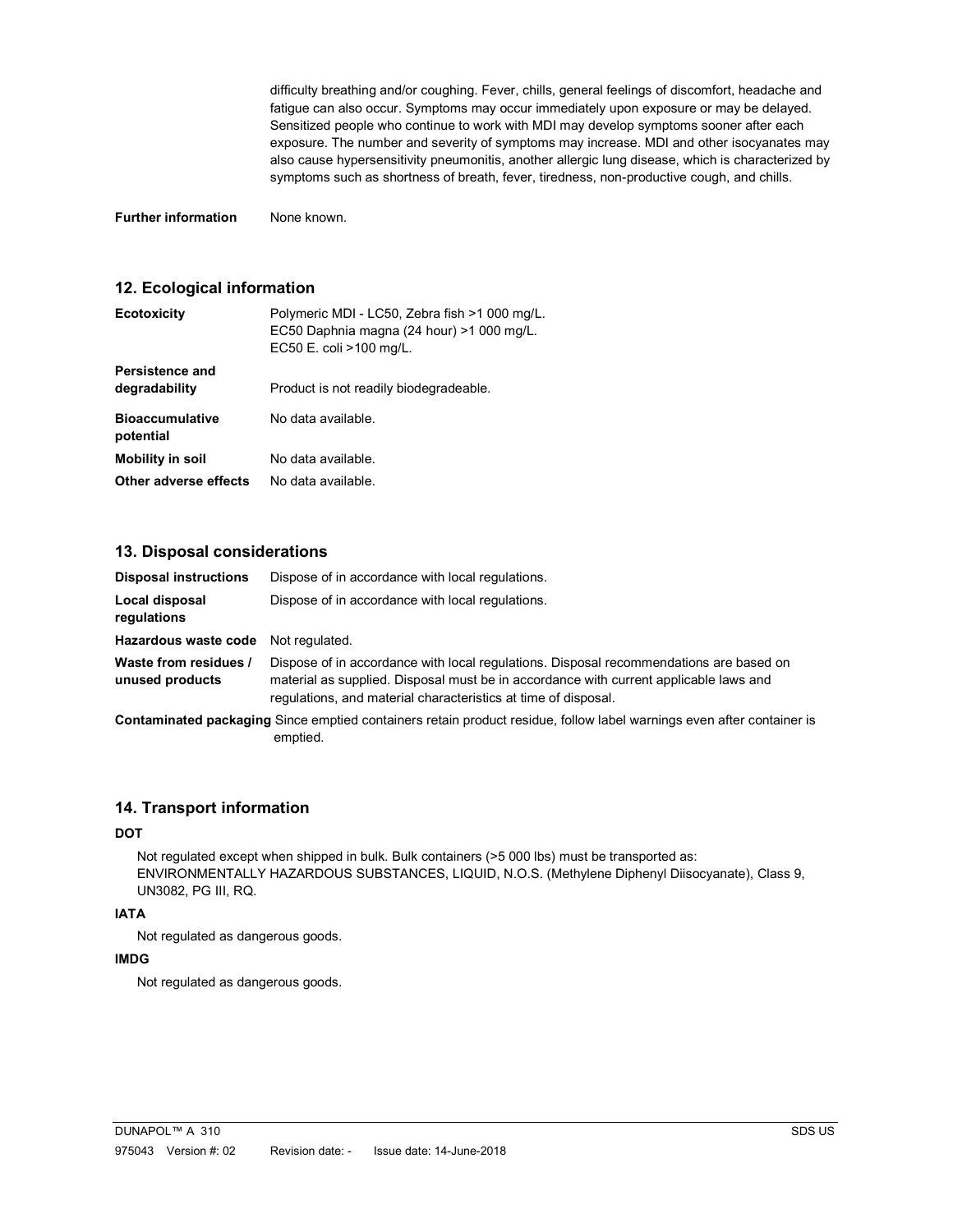difficulty breathing and/or coughing. Fever, chills, general feelings of discomfort, headache and fatigue can also occur. Symptoms may occur immediately upon exposure or may be delayed. Sensitized people who continue to work with MDI may develop symptoms sooner after each exposure. The number and severity of symptoms may increase. MDI and other isocyanates may also cause hypersensitivity pneumonitis, another allergic lung disease, which is characterized by symptoms such as shortness of breath, fever, tiredness, non-productive cough, and chills.

**Further information** None known.

## 12. Ecological information

**Ecotoxicity** Polymeric MDI - LC50, Zebra fish >1 000 mg/L.
EC50 Daphnia magna (24 hour) >1 000 mg/L.
EC50 E. coli >100 mg/L.

**Persistence and degradability** Product is not readily biodegradeable.

**Bioaccumulative potential** No data available.

**Mobility in soil** No data available.

**Other adverse effects** No data available.

## 13. Disposal considerations

**Disposal instructions** Dispose of in accordance with local regulations.

**Local disposal regulations** Dispose of in accordance with local regulations.

**Hazardous waste code** Not regulated.

**Waste from residues / unused products** Dispose of in accordance with local regulations. Disposal recommendations are based on material as supplied. Disposal must be in accordance with current applicable laws and regulations, and material characteristics at time of disposal.

**Contaminated packaging** Since emptied containers retain product residue, follow label warnings even after container is emptied.

## 14. Transport information

**DOT**

Not regulated except when shipped in bulk. Bulk containers (>5 000 lbs) must be transported as: ENVIRONMENTALLY HAZARDOUS SUBSTANCES, LIQUID, N.O.S. (Methylene Diphenyl Diisocyanate), Class 9, UN3082, PG III, RQ.

**IATA**

Not regulated as dangerous goods.

**IMDG**

Not regulated as dangerous goods.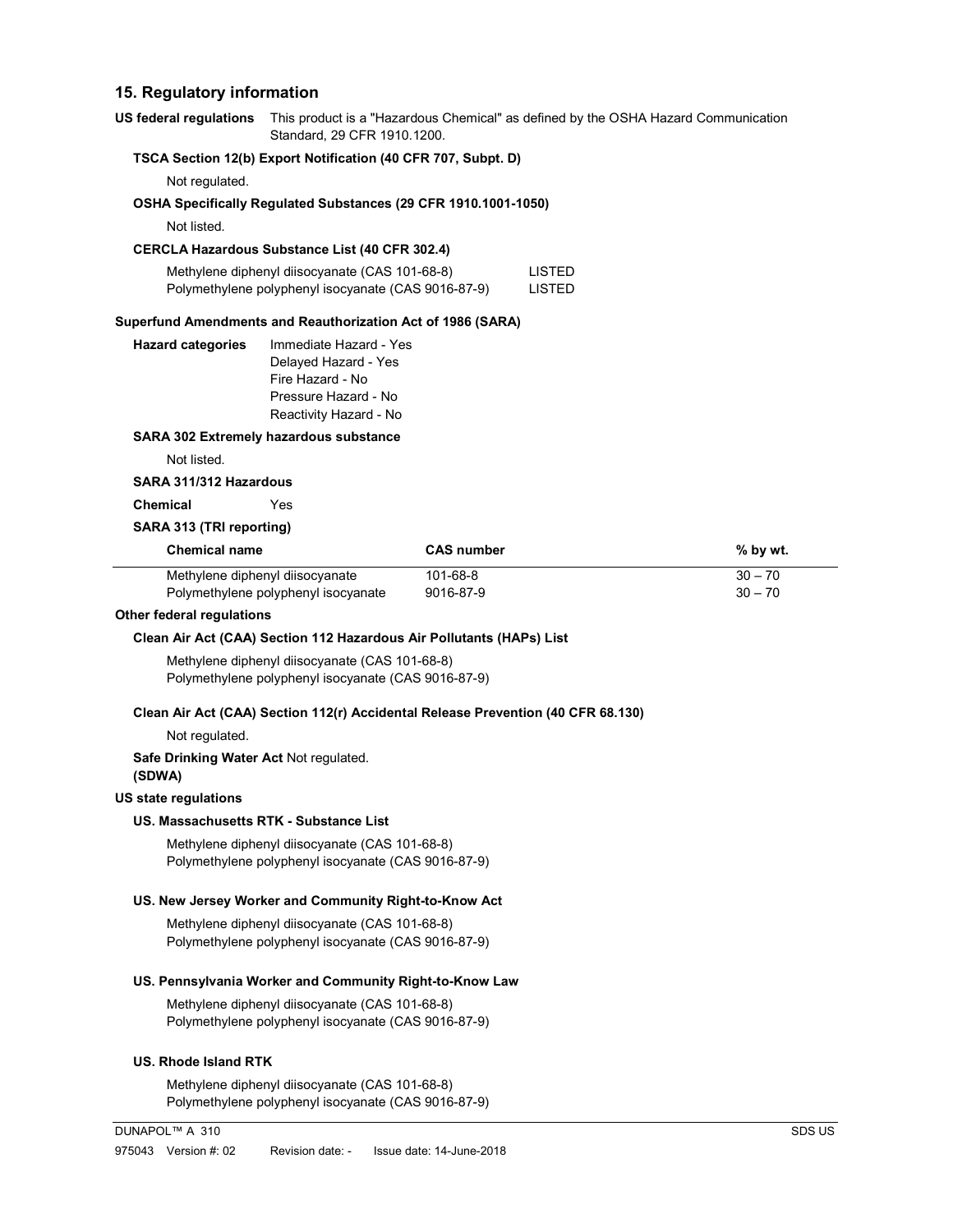## 15. Regulatory information

**US federal regulations** This product is a "Hazardous Chemical" as defined by the OSHA Hazard Communication Standard, 29 CFR 1910.1200.

**TSCA Section 12(b) Export Notification (40 CFR 707, Subpt. D)**

Not regulated.

**OSHA Specifically Regulated Substances (29 CFR 1910.1001-1050)**

Not listed.

**CERCLA Hazardous Substance List (40 CFR 302.4)**

| | |
|---|---|
| Methylene diphenyl diisocyanate (CAS 101-68-8) | LISTED |
| Polymethylene polyphenyl isocyanate (CAS 9016-87-9) | LISTED |

**Superfund Amendments and Reauthorization Act of 1986 (SARA)**

**Hazard categories**
Immediate Hazard - Yes
Delayed Hazard - Yes
Fire Hazard - No
Pressure Hazard - No
Reactivity Hazard - No

**SARA 302 Extremely hazardous substance**

Not listed.

**SARA 311/312 Hazardous Chemical** Yes

**SARA 313 (TRI reporting)**

| Chemical name | CAS number | % by wt. |
|---|---|---|
| Methylene diphenyl diisocyanate | 101-68-8 | 30 – 70 |
| Polymethylene polyphenyl isocyanate | 9016-87-9 | 30 – 70 |

**Other federal regulations**

**Clean Air Act (CAA) Section 112 Hazardous Air Pollutants (HAPs) List**

Methylene diphenyl diisocyanate (CAS 101-68-8)
Polymethylene polyphenyl isocyanate (CAS 9016-87-9)

**Clean Air Act (CAA) Section 112(r) Accidental Release Prevention (40 CFR 68.130)**

Not regulated.

**Safe Drinking Water Act (SDWA)** Not regulated.

**US state regulations**

**US. Massachusetts RTK - Substance List**

Methylene diphenyl diisocyanate (CAS 101-68-8)
Polymethylene polyphenyl isocyanate (CAS 9016-87-9)

**US. New Jersey Worker and Community Right-to-Know Act**

Methylene diphenyl diisocyanate (CAS 101-68-8)
Polymethylene polyphenyl isocyanate (CAS 9016-87-9)

**US. Pennsylvania Worker and Community Right-to-Know Law**

Methylene diphenyl diisocyanate (CAS 101-68-8)
Polymethylene polyphenyl isocyanate (CAS 9016-87-9)

**US. Rhode Island RTK**

Methylene diphenyl diisocyanate (CAS 101-68-8)
Polymethylene polyphenyl isocyanate (CAS 9016-87-9)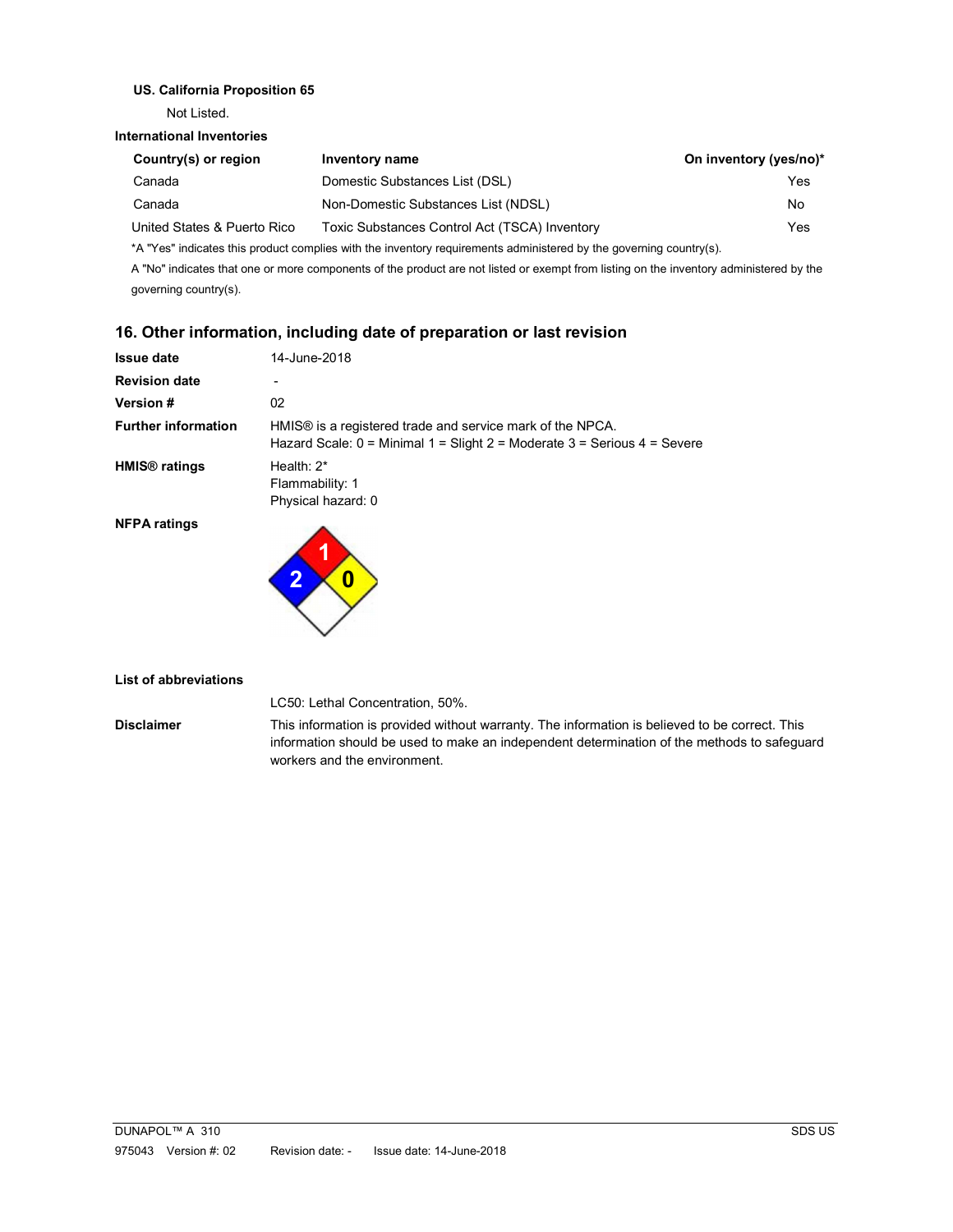**US. California Proposition 65**

Not Listed.

**International Inventories**

| Country(s) or region | Inventory name | On inventory (yes/no)* |
|---|---|---|
| Canada | Domestic Substances List (DSL) | Yes |
| Canada | Non-Domestic Substances List (NDSL) | No |
| United States & Puerto Rico | Toxic Substances Control Act (TSCA) Inventory | Yes |

*A "Yes" indicates this product complies with the inventory requirements administered by the governing country(s).

A "No" indicates that one or more components of the product are not listed or exempt from listing on the inventory administered by the governing country(s).

## 16. Other information, including date of preparation or last revision

**Issue date** 14-June-2018

**Revision date** -

**Version #** 02

**Further information** HMIS® is a registered trade and service mark of the NPCA.
Hazard Scale: 0 = Minimal 1 = Slight 2 = Moderate 3 = Serious 4 = Severe

**HMIS® ratings** Health: 2*
Flammability: 1
Physical hazard: 0

**NFPA ratings**

1
2
0

**List of abbreviations**

LC50: Lethal Concentration, 50%.

**Disclaimer** This information is provided without warranty. The information is believed to be correct. This information should be used to make an independent determination of the methods to safeguard workers and the environment.